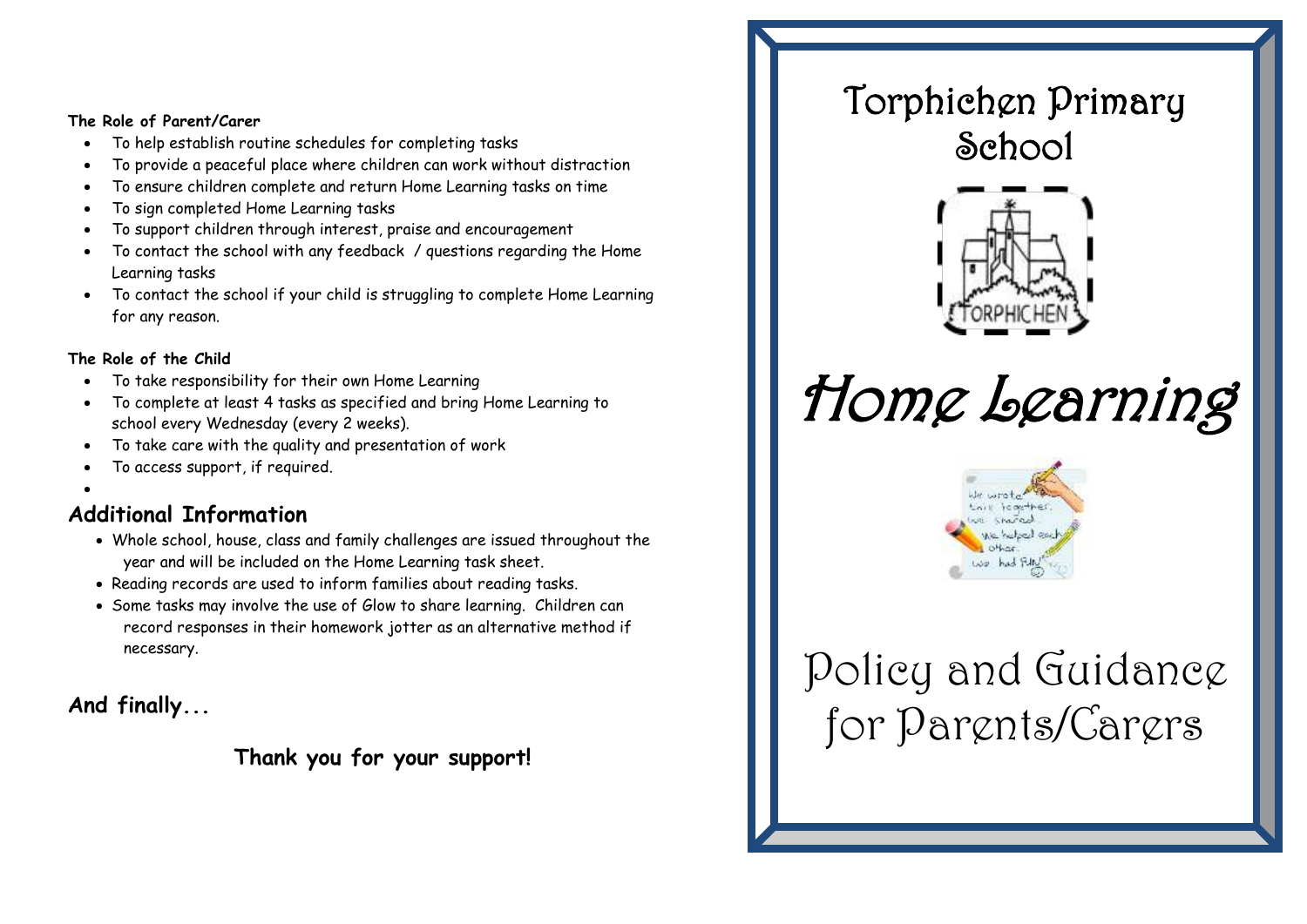**The Role of Parent/Carer**

- To help establish routine schedules for completing tasks
- To provide a peaceful place where children can work without distraction
- To ensure children complete and return Home Learning tasks on time
- To sign completed Home Learning tasks
- To support children through interest, praise and encouragement
- To contact the school with any feedback / questions regarding the Home Learning tasks
- To contact the school if your child is struggling to complete Home Learning for any reason.

**The Role of the Child**

- To take responsibility for their own Home Learning
- To complete at least 4 tasks as specified and bring Home Learning to school every Wednesday (every 2 weeks).
- To take care with the quality and presentation of work
- To access support, if required.

## Additional Information

- Whole school, house, class and family challenges are issued throughout the year and will be included on the Home Learning task sheet.
- Reading records are used to inform families about reading tasks.
- Some tasks may involve the use of Glow to share learning. Children can record responses in their homework jotter as an alternative method if necessary.

**And finally...**

**Thank you for your support!**

# Torphichen Primary School

# *Home Learning*

## Policy and Guidance for Parents/Carers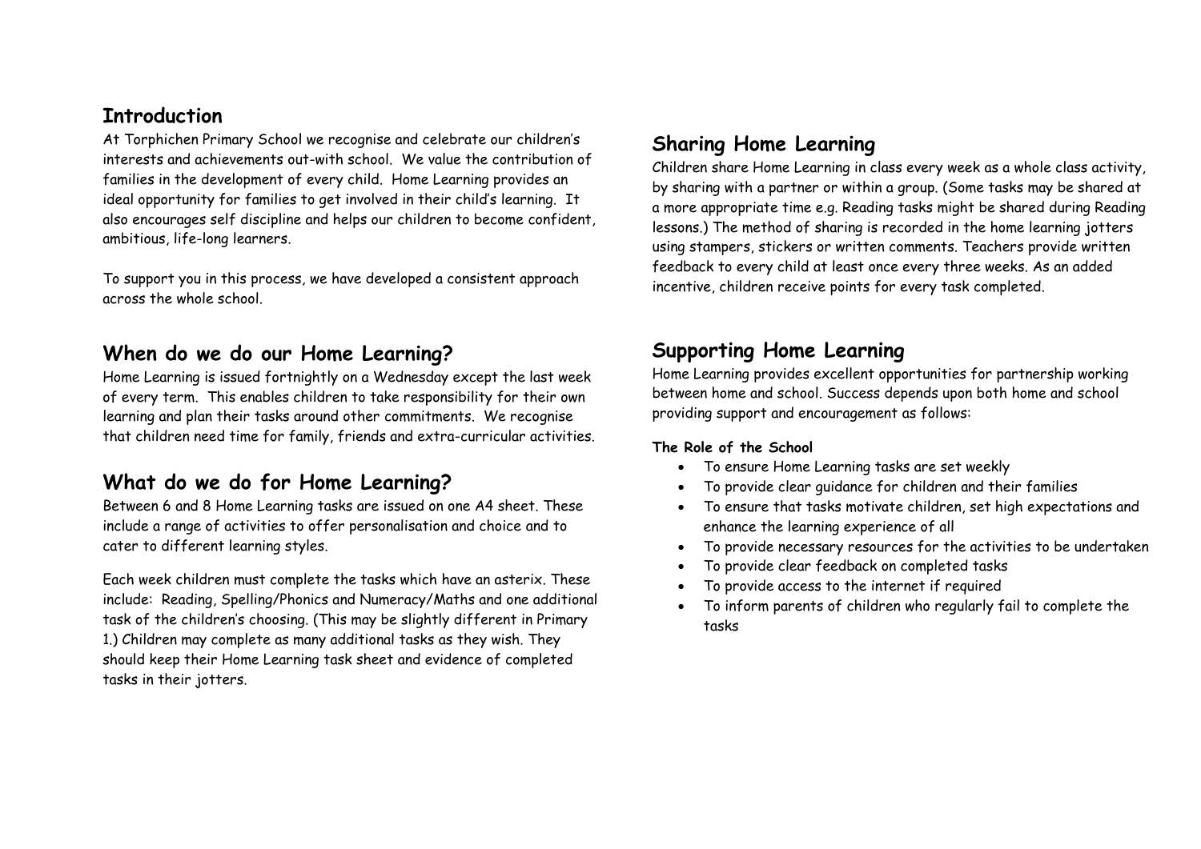## Introduction

At Torphichen Primary School we recognise and celebrate our children's interests and achievements out-with school. We value the contribution of families in the development of every child. Home Learning provides an ideal opportunity for families to get involved in their child's learning. It also encourages self discipline and helps our children to become confident, ambitious, life-long learners.

To support you in this process, we have developed a consistent approach across the whole school.

## When do we do our Home Learning?

Home Learning is issued fortnightly on a Wednesday except the last week of every term. This enables children to take responsibility for their own learning and plan their tasks around other commitments. We recognise that children need time for family, friends and extra-curricular activities.

## What do we do for Home Learning?

Between 6 and 8 Home Learning tasks are issued on one A4 sheet. These include a range of activities to offer personalisation and choice and to cater to different learning styles.

Each week children must complete the tasks which have an asterix. These include: Reading, Spelling/Phonics and Numeracy/Maths and one additional task of the children's choosing. (This may be slightly different in Primary 1.) Children may complete as many additional tasks as they wish. They should keep their Home Learning task sheet and evidence of completed tasks in their jotters.

## Sharing Home Learning

Children share Home Learning in class every week as a whole class activity, by sharing with a partner or within a group. (Some tasks may be shared at a more appropriate time e.g. Reading tasks might be shared during Reading lessons.) The method of sharing is recorded in the home learning jotters using stampers, stickers or written comments. Teachers provide written feedback to every child at least once every three weeks. As an added incentive, children receive points for every task completed.

## Supporting Home Learning

Home Learning provides excellent opportunities for partnership working between home and school. Success depends upon both home and school providing support and encouragement as follows:

**The Role of the School**

- To ensure Home Learning tasks are set weekly
- To provide clear guidance for children and their families
- To ensure that tasks motivate children, set high expectations and enhance the learning experience of all
- To provide necessary resources for the activities to be undertaken
- To provide clear feedback on completed tasks
- To provide access to the internet if required
- To inform parents of children who regularly fail to complete the tasks